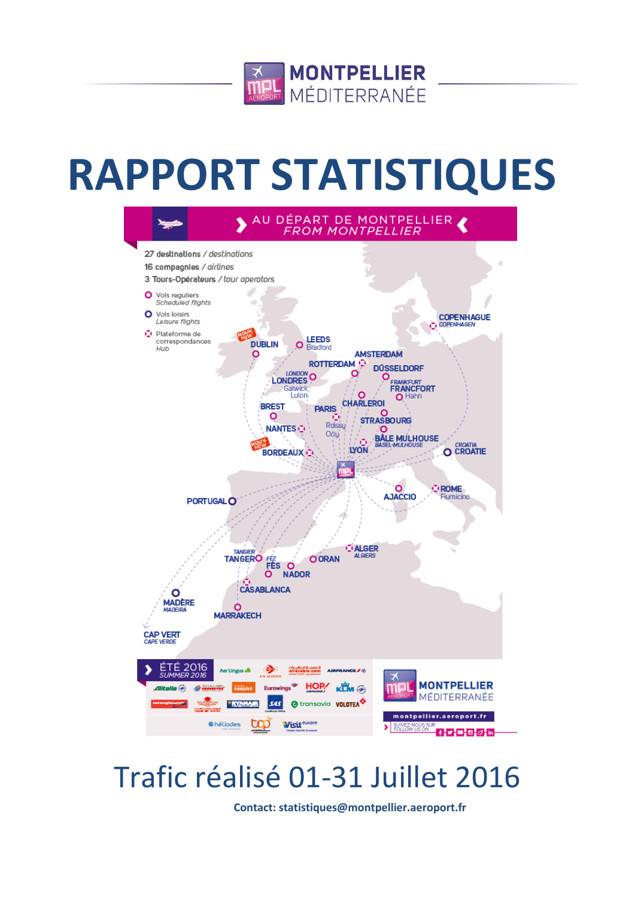MONTPELLIER MÉDITERRANÉE

# RAPPORT STATISTIQUES

AU DÉPART DE MONTPELLIER
*FROM MONTPELLIER*

27 destinations / *destinations*
16 compagnies / *airlines*
3 Tours-Opérateurs / *tour operators*

- Vols reguliers *Scheduled flights*
- Vols loisirs *Leisure flights*
- Plateforme de correspondances *Hub*

COPENHAGUE *COPENHAGEN*, DUBLIN, LEEDS Bradford, AMSTERDAM, ROTTERDAM, DÜSSELDORF, LONDRES *LONDON* Gatwick Luton, FRANCFORT *FRANKFURT* Hahn, CHARLEROI, BREST, PARIS Roissy Orly, STRASBOURG, NANTES, BÂLE MULHOUSE *BASEL-MULHOUSE*, BORDEAUX, LYON, CROATIE *CROATIA*, AJACCIO, ROME Fiumicino, PORTUGAL, ALGER *ALGIERS*, TANGER *TANGIER*, FÈS *FEZ*, ORAN, NADOR, CASABLANCA, MADÈRE *MADEIRA*, MARRAKECH, CAP VERT *CAPE VERDE*

ÉTÉ 2016 *SUMMER 2016*

montpellier.aeroport.fr

SUIVEZ-NOUS SUR *FOLLOW US ON*

## Trafic réalisé 01-31 Juillet 2016

**Contact: statistiques@montpellier.aeroport.fr**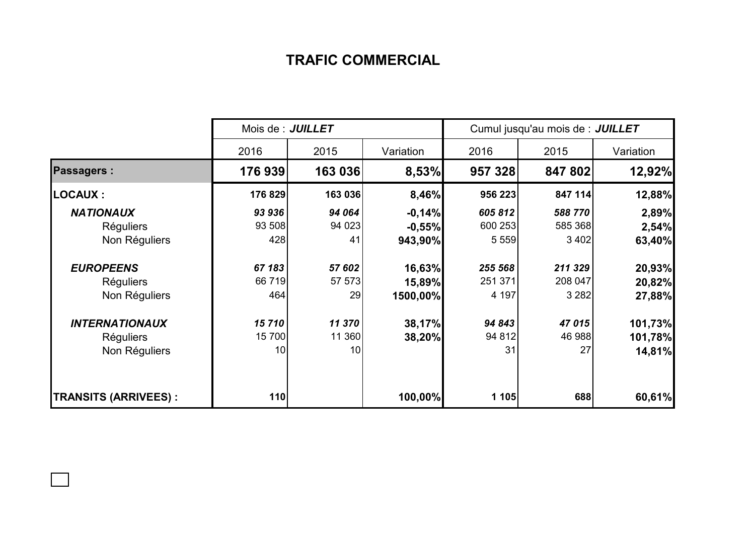# TRAFIC COMMERCIAL

| | Mois de : ***JUILLET*** | | | Cumul jusqu'au mois de : ***JUILLET*** | | |
|---|---|---|---|---|---|---|
| | 2016 | 2015 | Variation | 2016 | 2015 | Variation |
| **Passagers :** | **176 939** | **163 036** | **8,53%** | **957 328** | **847 802** | **12,92%** |
| **LOCAUX :** | **176 829** | **163 036** | **8,46%** | **956 223** | **847 114** | **12,88%** |
| ***NATIONAUX*** | ***93 936*** | ***94 064*** | **-0,14%** | ***605 812*** | ***588 770*** | **2,89%** |
| Réguliers | 93 508 | 94 023 | **-0,55%** | 600 253 | 585 368 | **2,54%** |
| Non Réguliers | 428 | 41 | **943,90%** | 5 559 | 3 402 | **63,40%** |
| ***EUROPEENS*** | ***67 183*** | ***57 602*** | **16,63%** | ***255 568*** | ***211 329*** | **20,93%** |
| Réguliers | 66 719 | 57 573 | **15,89%** | 251 371 | 208 047 | **20,82%** |
| Non Réguliers | 464 | 29 | **1500,00%** | 4 197 | 3 282 | **27,88%** |
| ***INTERNATIONAUX*** | ***15 710*** | ***11 370*** | **38,17%** | ***94 843*** | ***47 015*** | **101,73%** |
| Réguliers | 15 700 | 11 360 | **38,20%** | 94 812 | 46 988 | **101,78%** |
| Non Réguliers | 10 | 10 | | 31 | 27 | **14,81%** |
| **TRANSITS (ARRIVEES) :** | **110** | | **100,00%** | **1 105** | **688** | **60,61%** |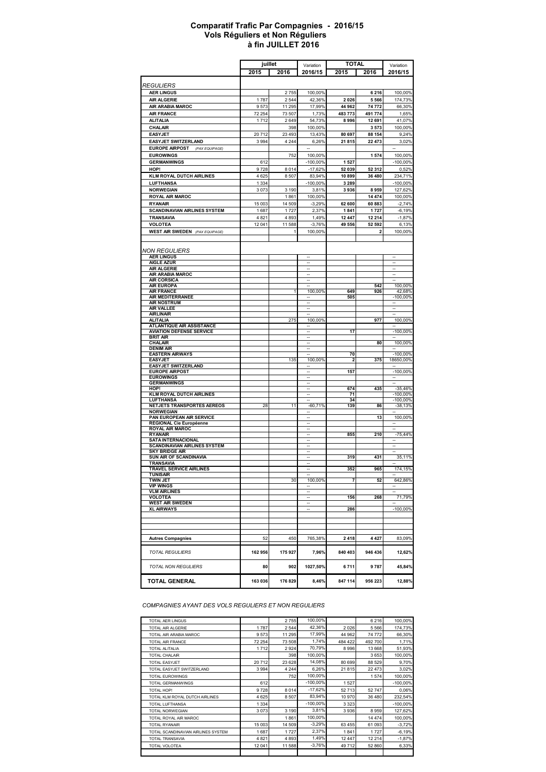# Comparatif Trafic Par Compagnies - 2016/15
## Vols Réguliers et Non Réguliers
## à fin JUILLET 2016

| | juillet 2015 | juillet 2016 | Variation 2016/15 | TOTAL 2015 | TOTAL 2016 | Variation 2016/15 |
|---|---|---|---|---|---|---|
| *REGULIERS* | | | | | | |
| AER LINGUS | | 2 755 | 100,00% | | 6 216 | 100,00% |
| AIR ALGERIE | 1 787 | 2 544 | 42,36% | 2 026 | 5 566 | 174,73% |
| AIR ARABIA MAROC | 9 573 | 11 295 | 17,99% | 44 962 | 74 772 | 66,30% |
| AIR FRANCE | 72 254 | 73 507 | 1,73% | 483 773 | 491 774 | 1,65% |
| ALITALIA | 1 712 | 2 649 | 54,73% | 8 996 | 12 691 | 41,07% |
| CHALAIR | | 398 | 100,00% | | 3 573 | 100,00% |
| EASYJET | 20 712 | 23 493 | 13,43% | 80 697 | 88 154 | 9,24% |
| EASYJET SWITZERLAND | 3 994 | 4 244 | 6,26% | 21 815 | 22 473 | 3,02% |
| EUROPE AIRPOST *(PAX EQUIPAGE)* | | | -- | | | -- |
| EUROWINGS | | 752 | 100,00% | | 1 574 | 100,00% |
| GERMANWINGS | 612 | | -100,00% | 1 527 | | -100,00% |
| HOP! | 9 728 | 8 014 | -17,62% | 52 039 | 52 312 | 0,52% |
| KLM ROYAL DUTCH AIRLINES | 4 625 | 8 507 | 83,94% | 10 899 | 36 480 | 234,71% |
| LUFTHANSA | 1 334 | | -100,00% | 3 289 | | -100,00% |
| NORWEGIAN | 3 073 | 3 190 | 3,81% | 3 936 | 8 959 | 127,62% |
| ROYAL AIR MAROC | | 1 861 | 100,00% | | 14 474 | 100,00% |
| RYANAIR | 15 003 | 14 509 | -3,29% | 62 600 | 60 883 | -2,74% |
| SCANDINAVIAN AIRLINES SYSTEM | 1 687 | 1 727 | 2,37% | 1 841 | 1 727 | -6,19% |
| TRANSAVIA | 4 821 | 4 893 | 1,49% | 12 447 | 12 214 | -1,87% |
| VOLOTEA | 12 041 | 11 588 | -3,76% | 49 556 | 52 592 | 6,13% |
| WEST AIR SWEDEN *(PAX EQUIPAGE)* | | 1 | 100,00% | | 2 | 100,00% |
| *NON REGULIERS* | | | | | | |
| AER LINGUS | | | -- | | | -- |
| AIGLE AZUR | | | -- | | | -- |
| AIR ALGERIE | | | -- | | | -- |
| AIR ARABIA MAROC | | | -- | | | -- |
| AIR CORSICA | | | -- | | | -- |
| AIR EUROPA | | | -- | | 542 | 100,00% |
| AIR FRANCE | | 1 | 100,00% | 649 | 926 | 42,68% |
| AIR MEDITERRANEE | | | -- | 505 | | -100,00% |
| AIR NOSTRUM | | | -- | | | -- |
| AIR VALLEE | | | -- | | | -- |
| AIRLINAIR | | | -- | | | -- |
| ALITALIA | | 275 | 100,00% | | 977 | 100,00% |
| ATLANTIQUE AIR ASSISTANCE | | | -- | | | -- |
| AVIATION DEFENSE SERVICE | | | -- | 17 | | -100,00% |
| BRIT AIR | | | -- | | | -- |
| CHALAIR | | | -- | | 80 | 100,00% |
| DENIM AIR | | | -- | | | -- |
| EASTERN AIRWAYS | | | -- | 70 | | -100,00% |
| EASYJET | | 135 | 100,00% | 2 | 375 | 18650,00% |
| EASYJET SWITZERLAND | | | -- | | | -- |
| EUROPE AIRPOST | | | -- | 157 | | -100,00% |
| EUROWINGS | | | -- | | | -- |
| GERMANWINGS | | | -- | | | -- |
| HOP! | | | -- | 674 | 435 | -35,46% |
| KLM ROYAL DUTCH AIRLINES | | | -- | 71 | | -100,00% |
| LUFTHANSA | | | -- | 34 | | -100,00% |
| NETJETS TRANSPORTES AEREOS | 28 | 11 | -60,71% | 139 | 86 | -38,13% |
| NORWEGIAN | | | -- | | | -- |
| PAN EUROPEAN AIR SERVICE | | | -- | | 13 | 100,00% |
| REGIONAL Cie Européenne | | | -- | | | -- |
| ROYAL AIR MAROC | | | -- | | | -- |
| RYANAIR | | | -- | 855 | 210 | -75,44% |
| SATA INTERNACIONAL | | | -- | | | -- |
| SCANDINAVIAN AIRLINES SYSTEM | | | -- | | | -- |
| SKY BRIDGE AIR | | | -- | | | -- |
| SUN AIR OF SCANDINAVIA | | | -- | 319 | 431 | 35,11% |
| TRANSAVIA | | | -- | | | -- |
| TRAVEL SERVICE AIRLINES | | | -- | 352 | 965 | 174,15% |
| TUNISAIR | | | -- | | | -- |
| TWIN JET | | 30 | 100,00% | 7 | 52 | 642,86% |
| VIP WINGS | | | -- | | | -- |
| VLM AIRLINES | | | -- | | | -- |
| VOLOTEA | | | -- | 156 | 268 | 71,79% |
| WEST AIR SWEDEN | | | -- | | | -- |
| XL AIRWAYS | | | -- | 286 | | -100,00% |
| **Autres Compagnies** | 52 | 450 | 765,38% | 2 418 | 4 427 | 83,09% |
| *TOTAL REGULIERS* | **162 956** | **175 927** | **7,96%** | **840 403** | **946 436** | **12,62%** |
| *TOTAL NON REGULIERS* | **80** | **902** | **1027,50%** | **6 711** | **9 787** | **45,84%** |
| **TOTAL GENERAL** | **163 036** | **176 829** | **8,46%** | **847 114** | **956 223** | **12,88%** |

*COMPAGNIES AYANT DES VOLS REGULIERS ET NON REGULIERS*

| | juillet 2015 | juillet 2016 | Variation 2016/15 | TOTAL 2015 | TOTAL 2016 | Variation 2016/15 |
|---|---|---|---|---|---|---|
| TOTAL AER LINGUS | | 2 755 | 100,00% | | 6 216 | 100,00% |
| TOTAL AIR ALGERIE | 1 787 | 2 544 | 42,36% | 2 026 | 5 566 | 174,73% |
| TOTAL AIR ARABIA MAROC | 9 573 | 11 295 | 17,99% | 44 962 | 74 772 | 66,30% |
| TOTAL AIR FRANCE | 72 254 | 73 508 | 1,74% | 484 422 | 492 700 | 1,71% |
| TOTAL ALITALIA | 1 712 | 2 924 | 70,79% | 8 996 | 13 668 | 51,93% |
| TOTAL CHALAIR | | 398 | 100,00% | | 3 653 | 100,00% |
| TOTAL EASYJET | 20 712 | 23 628 | 14,08% | 80 699 | 88 529 | 9,70% |
| TOTAL EASYJET SWITZERLAND | 3 994 | 4 244 | 6,26% | 21 815 | 22 473 | 3,02% |
| TOTAL EUROWINGS | | 752 | 100,00% | | 1 574 | 100,00% |
| TOTAL GERMANWINGS | 612 | | -100,00% | 1 527 | | -100,00% |
| TOTAL HOP! | 9 728 | 8 014 | -17,62% | 52 713 | 52 747 | 0,06% |
| TOTAL KLM ROYAL DUTCH AIRLINES | 4 625 | 8 507 | 83,94% | 10 970 | 36 480 | 232,54% |
| TOTAL LUFTHANSA | 1 334 | | -100,00% | 3 323 | | -100,00% |
| TOTAL NORWEGIAN | 3 073 | 3 190 | 3,81% | 3 936 | 8 959 | 127,62% |
| TOTAL ROYAL AIR MAROC | | 1 861 | 100,00% | | 14 474 | 100,00% |
| TOTAL RYANAIR | 15 003 | 14 509 | -3,29% | 63 455 | 61 093 | -3,72% |
| TOTAL SCANDINAVIAN AIRLINES SYSTEM | 1 687 | 1 727 | 2,37% | 1 841 | 1 727 | -6,19% |
| TOTAL TRANSAVIA | 4 821 | 4 893 | 1,49% | 12 447 | 12 214 | -1,87% |
| TOTAL VOLOTEA | 12 041 | 11 588 | -3,76% | 49 712 | 52 860 | 6,33% |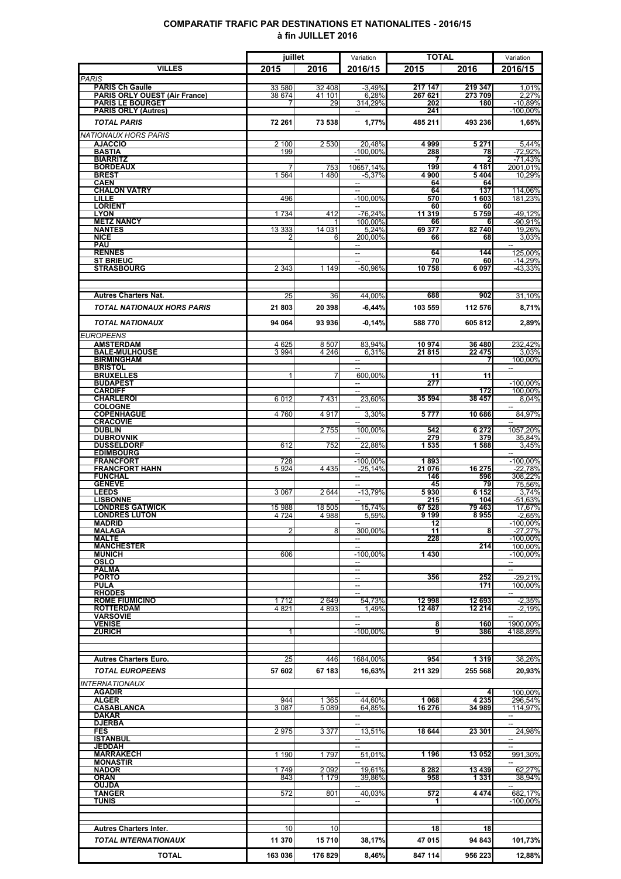**COMPARATIF TRAFIC PAR DESTINATIONS ET NATIONALITES - 2016/15**
**à fin JUILLET 2016**

| VILLES | juillet 2015 | juillet 2016 | Variation 2016/15 | TOTAL 2015 | TOTAL 2016 | Variation 2016/15 |
|---|---|---|---|---|---|---|
| *PARIS* | | | | | | |
| **PARIS Ch Gaulle** | 33 580 | 32 408 | -3,49% | 217 147 | 219 347 | 1,01% |
| **PARIS ORLY OUEST (Air France)** | 38 674 | 41 101 | 6,28% | 267 621 | 273 709 | 2,27% |
| **PARIS LE BOURGET** | 7 | 29 | 314,29% | 202 | 180 | -10,89% |
| **PARIS ORLY (Autres)** | | | -- | 241 | | -100,00% |
| ***TOTAL PARIS*** | **72 261** | **73 538** | **1,77%** | **485 211** | **493 236** | **1,65%** |
| *NATIONAUX HORS PARIS* | | | | | | |
| **AJACCIO** | 2 100 | 2 530 | 20,48% | 4 999 | 5 271 | 5,44% |
| **BASTIA** | 199 | | -100,00% | 288 | 78 | -72,92% |
| **BIARRITZ** | | | | 7 | 2 | -71,43% |
| **BORDEAUX** | 7 | 753 | 10657,14% | 199 | 4 181 | 2001,01% |
| **BREST** | 1 564 | 1 480 | -5,37% | 4 900 | 5 404 | 10,29% |
| **CAEN** | | | -- | 64 | 64 | |
| **CHALON VATRY** | | | -- | 64 | 137 | 114,06% |
| **LILLE** | 496 | | -100,00% | 570 | 1 603 | 181,23% |
| **LORIENT** | | | -- | 60 | 60 | |
| **LYON** | 1 734 | 412 | -76,24% | 11 319 | 5 759 | -49,12% |
| **METZ NANCY** | | 1 | 100,00% | 66 | 6 | -90,91% |
| **NANTES** | 13 333 | 14 031 | 5,24% | 69 377 | 82 740 | 19,26% |
| **NICE** | 2 | 6 | 200,00% | 66 | 68 | 3,03% |
| **PAU** | | | -- | | | -- |
| **RENNES** | | | -- | 64 | 144 | 125,00% |
| **ST BRIEUC** | | | -- | 70 | 60 | -14,29% |
| **STRASBOURG** | 2 343 | 1 149 | -50,96% | 10 758 | 6 097 | -43,33% |
| **Autres Charters Nat.** | 25 | 36 | 44,00% | 688 | 902 | 31,10% |
| ***TOTAL NATIONAUX HORS PARIS*** | **21 803** | **20 398** | **-6,44%** | **103 559** | **112 576** | **8,71%** |
| ***TOTAL NATIONAUX*** | **94 064** | **93 936** | **-0,14%** | **588 770** | **605 812** | **2,89%** |
| *EUROPEENS* | | | | | | |
| **AMSTERDAM** | 4 625 | 8 507 | 83,94% | 10 974 | 36 480 | 232,42% |
| **BALE-MULHOUSE** | 3 994 | 4 246 | 6,31% | 21 815 | 22 475 | 3,03% |
| **BIRMINGHAM** | | | -- | | 7 | 100,00% |
| **BRISTOL** | | | -- | | | -- |
| **BRUXELLES** | 1 | 7 | 600,00% | 11 | 11 | |
| **BUDAPEST** | | | -- | 277 | | -100,00% |
| **CARDIFF** | | | -- | | 172 | 100,00% |
| **CHARLEROI** | 6 012 | 7 431 | 23,60% | 35 594 | 38 457 | 8,04% |
| **COLOGNE** | | | -- | | | -- |
| **COPENHAGUE** | 4 760 | 4 917 | 3,30% | 5 777 | 10 686 | 84,97% |
| **CRACOVIE** | | | -- | | | -- |
| **DUBLIN** | | 2 755 | 100,00% | 542 | 6 272 | 1057,20% |
| **DUBROVNIK** | | | -- | 279 | 379 | 35,84% |
| **DUSSELDORF** | 612 | 752 | 22,88% | 1 535 | 1 588 | 3,45% |
| **EDIMBOURG** | | | -- | | | -- |
| **FRANCFORT** | 728 | | -100,00% | 1 893 | | -100,00% |
| **FRANCFORT HAHN** | 5 924 | 4 435 | -25,14% | 21 076 | 16 275 | -22,78% |
| **FUNCHAL** | | | -- | 146 | 596 | 308,22% |
| **GENEVE** | | | -- | 45 | 79 | 75,56% |
| **LEEDS** | 3 067 | 2 644 | -13,79% | 5 930 | 6 152 | 3,74% |
| **LISBONNE** | | | -- | 215 | 104 | -51,63% |
| **LONDRES GATWICK** | 15 988 | 18 505 | 15,74% | 67 528 | 79 463 | 17,67% |
| **LONDRES LUTON** | 4 724 | 4 988 | 5,59% | 9 199 | 8 955 | -2,65% |
| **MADRID** | | | -- | 12 | | -100,00% |
| **MALAGA** | 2 | 8 | 300,00% | 11 | 8 | -27,27% |
| **MALTE** | | | -- | 228 | | -100,00% |
| **MANCHESTER** | | | -- | | 214 | 100,00% |
| **MUNICH** | 606 | | -100,00% | 1 430 | | -100,00% |
| **OSLO** | | | -- | | | -- |
| **PALMA** | | | -- | | | -- |
| **PORTO** | | | -- | 356 | 252 | -29,21% |
| **PULA** | | | -- | | 171 | 100,00% |
| **RHODES** | | | -- | | | -- |
| **ROME FIUMICINO** | 1 712 | 2 649 | 54,73% | 12 998 | 12 693 | -2,35% |
| **ROTTERDAM** | 4 821 | 4 893 | 1,49% | 12 487 | 12 214 | -2,19% |
| **VARSOVIE** | | | -- | | | -- |
| **VENISE** | | | -- | 8 | 160 | 1900,00% |
| **ZURICH** | 1 | | -100,00% | 9 | 386 | 4188,89% |
| **Autres Charters Euro.** | 25 | 446 | 1684,00% | 954 | 1 319 | 38,26% |
| ***TOTAL EUROPEENS*** | **57 602** | **67 183** | **16,63%** | **211 329** | **255 568** | **20,93%** |
| *INTERNATIONAUX* | | | | | | |
| **AGADIR** | | | -- | | 4 | 100,00% |
| **ALGER** | 944 | 1 365 | 44,60% | 1 068 | 4 235 | 296,54% |
| **CASABLANCA** | 3 087 | 5 089 | 64,85% | 16 276 | 34 989 | 114,97% |
| **DAKAR** | | | -- | | | -- |
| **DJERBA** | | | -- | | | -- |
| **FES** | 2 975 | 3 377 | 13,51% | 18 644 | 23 301 | 24,98% |
| **ISTANBUL** | | | -- | | | -- |
| **JEDDAH** | | | -- | | | -- |
| **MARRAKECH** | 1 190 | 1 797 | 51,01% | 1 196 | 13 052 | 991,30% |
| **MONASTIR** | | | -- | | | -- |
| **NADOR** | 1 749 | 2 092 | 19,61% | 8 282 | 13 439 | 62,27% |
| **ORAN** | 843 | 1 179 | 39,86% | 958 | 1 331 | 38,94% |
| **OUJDA** | | | -- | | | -- |
| **TANGER** | 572 | 801 | 40,03% | 572 | 4 474 | 682,17% |
| **TUNIS** | | | -- | 1 | | -100,00% |
| **Autres Charters Inter.** | 10 | 10 | | 18 | 18 | |
| ***TOTAL INTERNATIONAUX*** | **11 370** | **15 710** | **38,17%** | **47 015** | **94 843** | **101,73%** |
| **TOTAL** | **163 036** | **176 829** | **8,46%** | **847 114** | **956 223** | **12,88%** |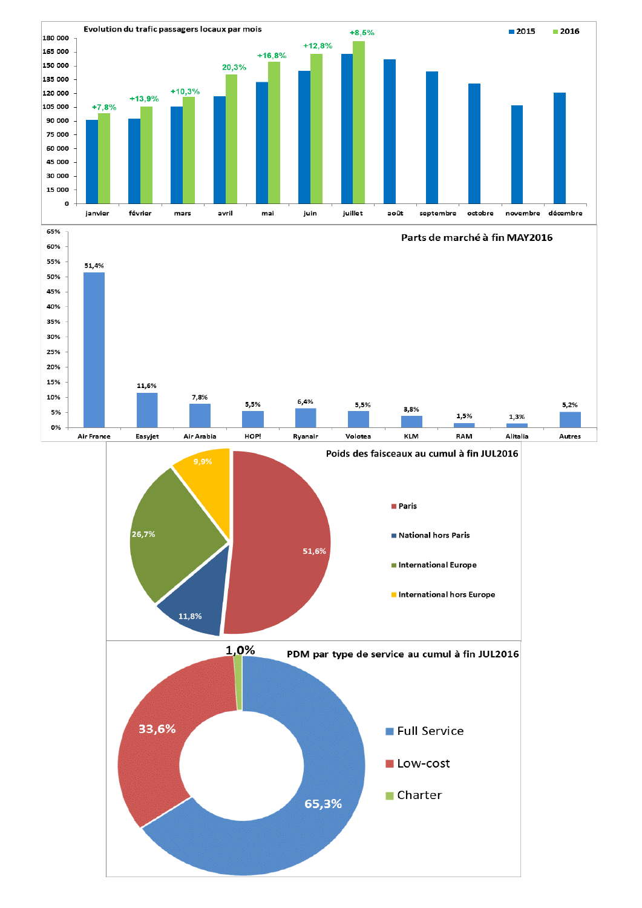Evolution du trafic passagers locaux par mois

2015 2016

180 000
165 000
150 000
135 000
120 000
105 000
90 000
75 000
60 000
45 000
30 000
15 000
0

+7,8%
+13,9%
+10,3%
20,3%
+16,8%
+12,8%
+8,6%

janvier février mars avril mai juin juillet août septembre octobre novembre décembre

Parts de marché à fin MAY2016

65%
60%
55%
50%
45%
40%
35%
30%
25%
20%
15%
10%
5%
0%

Air France 51,4%
Easyjet 11,6%
Air Arabia 7,8%
HOP! 5,5%
Ryanair 6,4%
Volotea 5,5%
KLM 3,8%
RAM 1,5%
Alitalia 1,3%
Autres 5,2%

Poids des faisceaux au cumul à fin JUL2016

Paris 51,6%
National hors Paris 11,8%
International Europe 26,7%
International hors Europe 9,9%

PDM par type de service au cumul à fin JUL2016

Full Service 65,3%
Low-cost 33,6%
Charter 1,0%